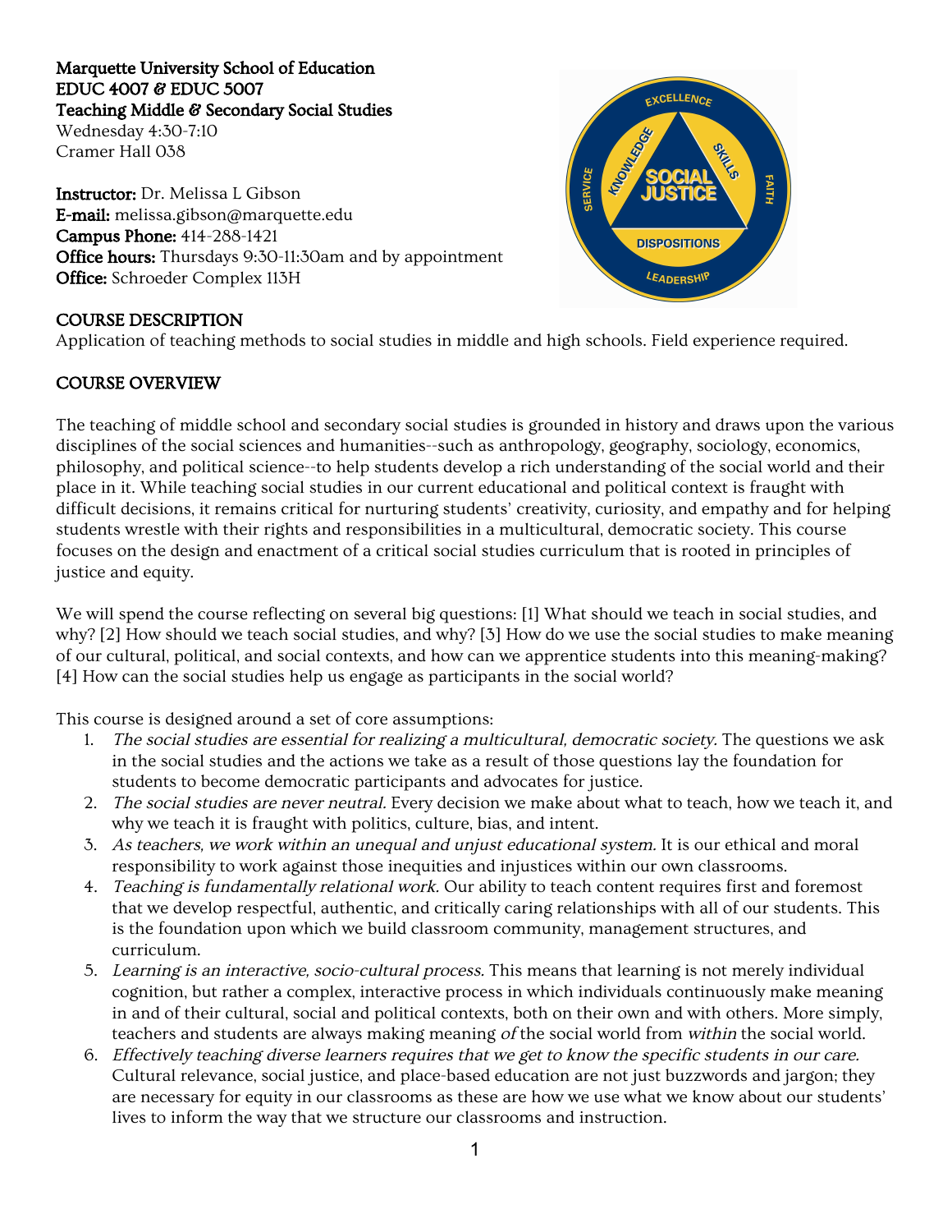**Marquette University School of Education**
**EDUC 4007 & EDUC 5007**
**Teaching Middle & Secondary Social Studies**
Wednesday 4:30-7:10
Cramer Hall 038

**Instructor:** Dr. Melissa L Gibson
**E-mail:** melissa.gibson@marquette.edu
**Campus Phone:** 414-288-1421
**Office hours:** Thursdays 9:30-11:30am and by appointment
**Office:** Schroeder Complex 113H

## COURSE DESCRIPTION

Application of teaching methods to social studies in middle and high schools. Field experience required.

## COURSE OVERVIEW

The teaching of middle school and secondary social studies is grounded in history and draws upon the various disciplines of the social sciences and humanities--such as anthropology, geography, sociology, economics, philosophy, and political science--to help students develop a rich understanding of the social world and their place in it. While teaching social studies in our current educational and political context is fraught with difficult decisions, it remains critical for nurturing students' creativity, curiosity, and empathy and for helping students wrestle with their rights and responsibilities in a multicultural, democratic society. This course focuses on the design and enactment of a critical social studies curriculum that is rooted in principles of justice and equity.

We will spend the course reflecting on several big questions: [1] What should we teach in social studies, and why? [2] How should we teach social studies, and why? [3] How do we use the social studies to make meaning of our cultural, political, and social contexts, and how can we apprentice students into this meaning-making? [4] How can the social studies help us engage as participants in the social world?

This course is designed around a set of core assumptions:

1. *The social studies are essential for realizing a multicultural, democratic society.* The questions we ask in the social studies and the actions we take as a result of those questions lay the foundation for students to become democratic participants and advocates for justice.
2. *The social studies are never neutral.* Every decision we make about what to teach, how we teach it, and why we teach it is fraught with politics, culture, bias, and intent.
3. *As teachers, we work within an unequal and unjust educational system.* It is our ethical and moral responsibility to work against those inequities and injustices within our own classrooms.
4. *Teaching is fundamentally relational work.* Our ability to teach content requires first and foremost that we develop respectful, authentic, and critically caring relationships with all of our students. This is the foundation upon which we build classroom community, management structures, and curriculum.
5. *Learning is an interactive, socio-cultural process.* This means that learning is not merely individual cognition, but rather a complex, interactive process in which individuals continuously make meaning in and of their cultural, social and political contexts, both on their own and with others. More simply, teachers and students are always making meaning *of* the social world from *within* the social world.
6. *Effectively teaching diverse learners requires that we get to know the specific students in our care.* Cultural relevance, social justice, and place-based education are not just buzzwords and jargon; they are necessary for equity in our classrooms as these are how we use what we know about our students' lives to inform the way that we structure our classrooms and instruction.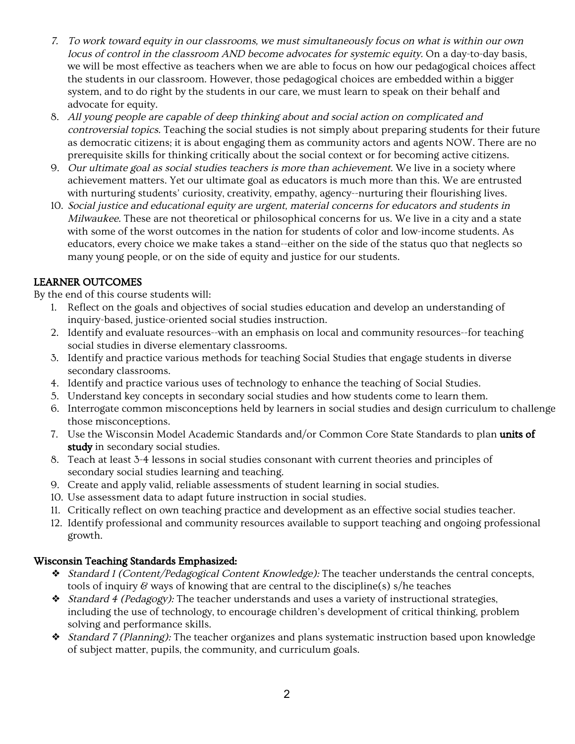7. *To work toward equity in our classrooms, we must simultaneously focus on what is within our own locus of control in the classroom AND become advocates for systemic equity.* On a day-to-day basis, we will be most effective as teachers when we are able to focus on how our pedagogical choices affect the students in our classroom. However, those pedagogical choices are embedded within a bigger system, and to do right by the students in our care, we must learn to speak on their behalf and advocate for equity.
8. *All young people are capable of deep thinking about and social action on complicated and controversial topics.* Teaching the social studies is not simply about preparing students for their future as democratic citizens; it is about engaging them as community actors and agents NOW. There are no prerequisite skills for thinking critically about the social context or for becoming active citizens.
9. *Our ultimate goal as social studies teachers is more than achievement.* We live in a society where achievement matters. Yet our ultimate goal as educators is much more than this. We are entrusted with nurturing students' curiosity, creativity, empathy, agency--nurturing their flourishing lives.
10. *Social justice and educational equity are urgent, material concerns for educators and students in Milwaukee.* These are not theoretical or philosophical concerns for us. We live in a city and a state with some of the worst outcomes in the nation for students of color and low-income students. As educators, every choice we make takes a stand--either on the side of the status quo that neglects so many young people, or on the side of equity and justice for our students.

## LEARNER OUTCOMES

By the end of this course students will:

1. Reflect on the goals and objectives of social studies education and develop an understanding of inquiry-based, justice-oriented social studies instruction.
2. Identify and evaluate resources--with an emphasis on local and community resources--for teaching social studies in diverse elementary classrooms.
3. Identify and practice various methods for teaching Social Studies that engage students in diverse secondary classrooms.
4. Identify and practice various uses of technology to enhance the teaching of Social Studies.
5. Understand key concepts in secondary social studies and how students come to learn them.
6. Interrogate common misconceptions held by learners in social studies and design curriculum to challenge those misconceptions.
7. Use the Wisconsin Model Academic Standards and/or Common Core State Standards to plan **units of study** in secondary social studies.
8. Teach at least 3-4 lessons in social studies consonant with current theories and principles of secondary social studies learning and teaching.
9. Create and apply valid, reliable assessments of student learning in social studies.
10. Use assessment data to adapt future instruction in social studies.
11. Critically reflect on own teaching practice and development as an effective social studies teacher.
12. Identify professional and community resources available to support teaching and ongoing professional growth.

### Wisconsin Teaching Standards Emphasized:

- *Standard 1 (Content/Pedagogical Content Knowledge):* The teacher understands the central concepts, tools of inquiry & ways of knowing that are central to the discipline(s) s/he teaches
- *Standard 4 (Pedagogy):* The teacher understands and uses a variety of instructional strategies, including the use of technology, to encourage children's development of critical thinking, problem solving and performance skills.
- *Standard 7 (Planning):* The teacher organizes and plans systematic instruction based upon knowledge of subject matter, pupils, the community, and curriculum goals.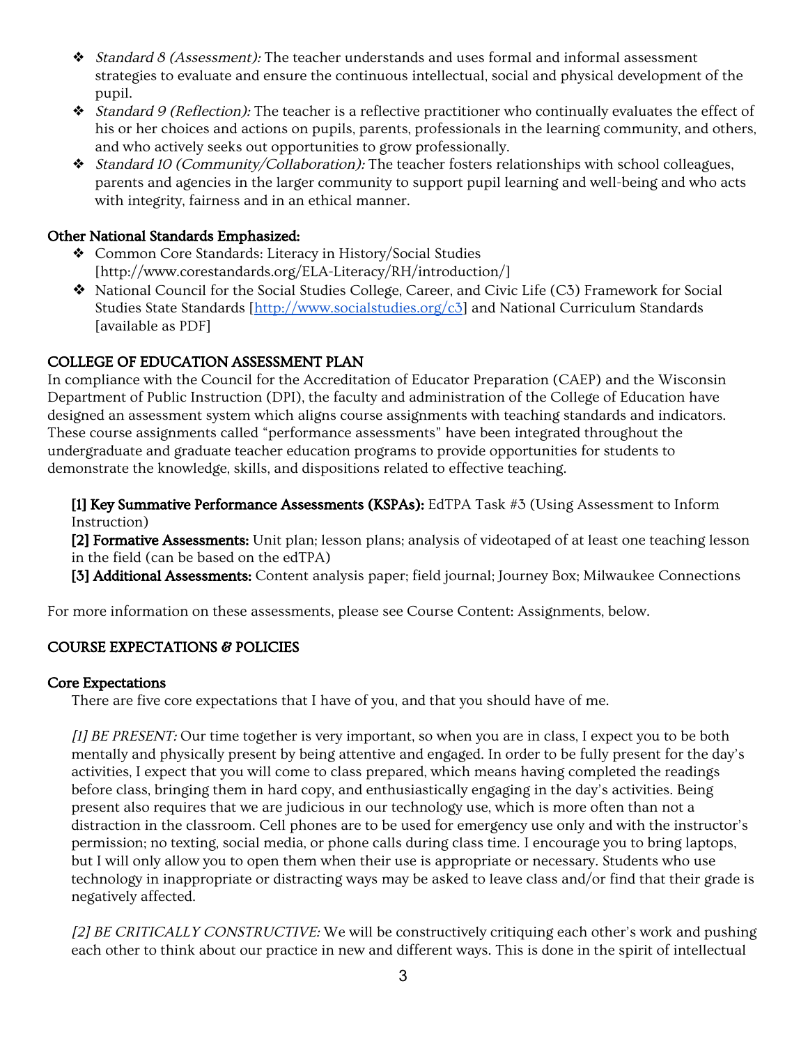- *Standard 8 (Assessment):* The teacher understands and uses formal and informal assessment strategies to evaluate and ensure the continuous intellectual, social and physical development of the pupil.
- *Standard 9 (Reflection):* The teacher is a reflective practitioner who continually evaluates the effect of his or her choices and actions on pupils, parents, professionals in the learning community, and others, and who actively seeks out opportunities to grow professionally.
- *Standard 10 (Community/Collaboration):* The teacher fosters relationships with school colleagues, parents and agencies in the larger community to support pupil learning and well-being and who acts with integrity, fairness and in an ethical manner.

### Other National Standards Emphasized:

- Common Core Standards: Literacy in History/Social Studies [http://www.corestandards.org/ELA-Literacy/RH/introduction/]
- National Council for the Social Studies College, Career, and Civic Life (C3) Framework for Social Studies State Standards [http://www.socialstudies.org/c3] and National Curriculum Standards [available as PDF]

## COLLEGE OF EDUCATION ASSESSMENT PLAN

In compliance with the Council for the Accreditation of Educator Preparation (CAEP) and the Wisconsin Department of Public Instruction (DPI), the faculty and administration of the College of Education have designed an assessment system which aligns course assignments with teaching standards and indicators. These course assignments called "performance assessments" have been integrated throughout the undergraduate and graduate teacher education programs to provide opportunities for students to demonstrate the knowledge, skills, and dispositions related to effective teaching.

**[1] Key Summative Performance Assessments (KSPAs):** EdTPA Task #3 (Using Assessment to Inform Instruction)
**[2] Formative Assessments:** Unit plan; lesson plans; analysis of videotaped of at least one teaching lesson in the field (can be based on the edTPA)
**[3] Additional Assessments:** Content analysis paper; field journal; Journey Box; Milwaukee Connections

For more information on these assessments, please see Course Content: Assignments, below.

## COURSE EXPECTATIONS & POLICIES

### Core Expectations

There are five core expectations that I have of you, and that you should have of me.

*[1] BE PRESENT:* Our time together is very important, so when you are in class, I expect you to be both mentally and physically present by being attentive and engaged. In order to be fully present for the day's activities, I expect that you will come to class prepared, which means having completed the readings before class, bringing them in hard copy, and enthusiastically engaging in the day's activities. Being present also requires that we are judicious in our technology use, which is more often than not a distraction in the classroom. Cell phones are to be used for emergency use only and with the instructor's permission; no texting, social media, or phone calls during class time. I encourage you to bring laptops, but I will only allow you to open them when their use is appropriate or necessary. Students who use technology in inappropriate or distracting ways may be asked to leave class and/or find that their grade is negatively affected.

*[2] BE CRITICALLY CONSTRUCTIVE:* We will be constructively critiquing each other's work and pushing each other to think about our practice in new and different ways. This is done in the spirit of intellectual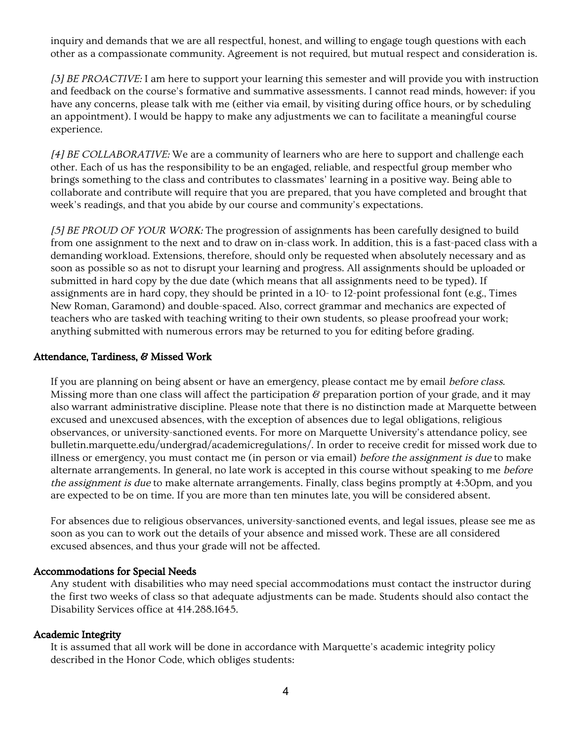inquiry and demands that we are all respectful, honest, and willing to engage tough questions with each other as a compassionate community. Agreement is not required, but mutual respect and consideration is.

*[3] BE PROACTIVE:* I am here to support your learning this semester and will provide you with instruction and feedback on the course's formative and summative assessments. I cannot read minds, however: if you have any concerns, please talk with me (either via email, by visiting during office hours, or by scheduling an appointment). I would be happy to make any adjustments we can to facilitate a meaningful course experience.

*[4] BE COLLABORATIVE:* We are a community of learners who are here to support and challenge each other. Each of us has the responsibility to be an engaged, reliable, and respectful group member who brings something to the class and contributes to classmates' learning in a positive way. Being able to collaborate and contribute will require that you are prepared, that you have completed and brought that week's readings, and that you abide by our course and community's expectations.

*[5] BE PROUD OF YOUR WORK:* The progression of assignments has been carefully designed to build from one assignment to the next and to draw on in-class work. In addition, this is a fast-paced class with a demanding workload. Extensions, therefore, should only be requested when absolutely necessary and as soon as possible so as not to disrupt your learning and progress. All assignments should be uploaded or submitted in hard copy by the due date (which means that all assignments need to be typed). If assignments are in hard copy, they should be printed in a 10- to 12-point professional font (e.g., Times New Roman, Garamond) and double-spaced. Also, correct grammar and mechanics are expected of teachers who are tasked with teaching writing to their own students, so please proofread your work; anything submitted with numerous errors may be returned to you for editing before grading.

### Attendance, Tardiness, & Missed Work

If you are planning on being absent or have an emergency, please contact me by email *before class*. Missing more than one class will affect the participation & preparation portion of your grade, and it may also warrant administrative discipline. Please note that there is no distinction made at Marquette between excused and unexcused absences, with the exception of absences due to legal obligations, religious observances, or university-sanctioned events. For more on Marquette University's attendance policy, see bulletin.marquette.edu/undergrad/academicregulations/. In order to receive credit for missed work due to illness or emergency, you must contact me (in person or via email) *before the assignment is due* to make alternate arrangements. In general, no late work is accepted in this course without speaking to me *before the assignment is due* to make alternate arrangements. Finally, class begins promptly at 4:30pm, and you are expected to be on time. If you are more than ten minutes late, you will be considered absent.

For absences due to religious observances, university-sanctioned events, and legal issues, please see me as soon as you can to work out the details of your absence and missed work. These are all considered excused absences, and thus your grade will not be affected.

### Accommodations for Special Needs

Any student with disabilities who may need special accommodations must contact the instructor during the first two weeks of class so that adequate adjustments can be made. Students should also contact the Disability Services office at 414.288.1645.

### Academic Integrity

It is assumed that all work will be done in accordance with Marquette's academic integrity policy described in the Honor Code, which obliges students: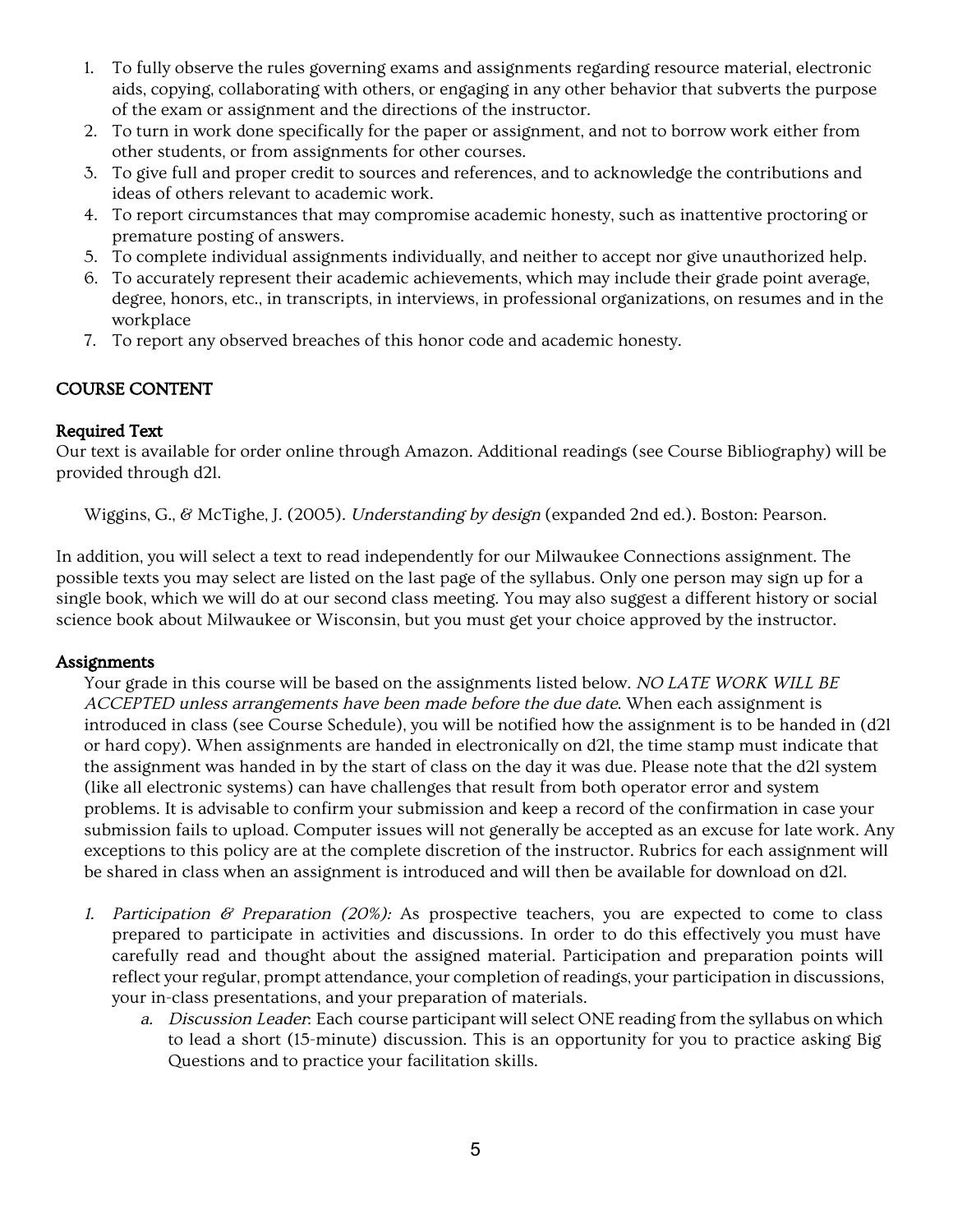1. To fully observe the rules governing exams and assignments regarding resource material, electronic aids, copying, collaborating with others, or engaging in any other behavior that subverts the purpose of the exam or assignment and the directions of the instructor.
2. To turn in work done specifically for the paper or assignment, and not to borrow work either from other students, or from assignments for other courses.
3. To give full and proper credit to sources and references, and to acknowledge the contributions and ideas of others relevant to academic work.
4. To report circumstances that may compromise academic honesty, such as inattentive proctoring or premature posting of answers.
5. To complete individual assignments individually, and neither to accept nor give unauthorized help.
6. To accurately represent their academic achievements, which may include their grade point average, degree, honors, etc., in transcripts, in interviews, in professional organizations, on resumes and in the workplace
7. To report any observed breaches of this honor code and academic honesty.

## COURSE CONTENT

### Required Text

Our text is available for order online through Amazon. Additional readings (see Course Bibliography) will be provided through d2l.

Wiggins, G., & McTighe, J. (2005). *Understanding by design* (expanded 2nd ed.). Boston: Pearson.

In addition, you will select a text to read independently for our Milwaukee Connections assignment. The possible texts you may select are listed on the last page of the syllabus. Only one person may sign up for a single book, which we will do at our second class meeting. You may also suggest a different history or social science book about Milwaukee or Wisconsin, but you must get your choice approved by the instructor.

### Assignments

Your grade in this course will be based on the assignments listed below. *NO LATE WORK WILL BE ACCEPTED unless arrangements have been made before the due date*. When each assignment is introduced in class (see Course Schedule), you will be notified how the assignment is to be handed in (d2l or hard copy). When assignments are handed in electronically on d2l, the time stamp must indicate that the assignment was handed in by the start of class on the day it was due. Please note that the d2l system (like all electronic systems) can have challenges that result from both operator error and system problems. It is advisable to confirm your submission and keep a record of the confirmation in case your submission fails to upload. Computer issues will not generally be accepted as an excuse for late work. Any exceptions to this policy are at the complete discretion of the instructor. Rubrics for each assignment will be shared in class when an assignment is introduced and will then be available for download on d2l.

1. *Participation & Preparation (20%):* As prospective teachers, you are expected to come to class prepared to participate in activities and discussions. In order to do this effectively you must have carefully read and thought about the assigned material. Participation and preparation points will reflect your regular, prompt attendance, your completion of readings, your participation in discussions, your in-class presentations, and your preparation of materials.
   a. *Discussion Leader*: Each course participant will select ONE reading from the syllabus on which to lead a short (15-minute) discussion. This is an opportunity for you to practice asking Big Questions and to practice your facilitation skills.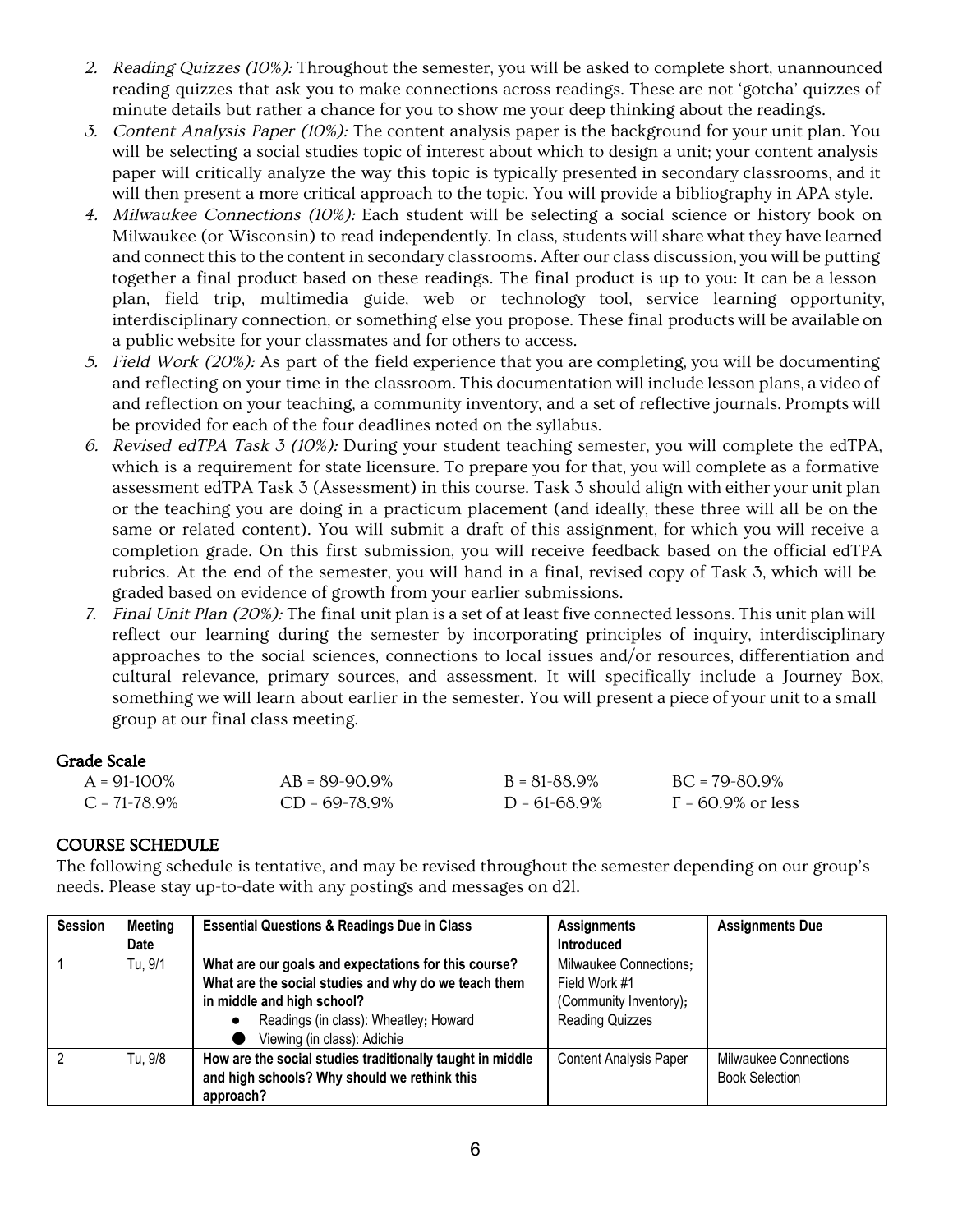2. *Reading Quizzes (10%):* Throughout the semester, you will be asked to complete short, unannounced reading quizzes that ask you to make connections across readings. These are not 'gotcha' quizzes of minute details but rather a chance for you to show me your deep thinking about the readings.
3. *Content Analysis Paper (10%):* The content analysis paper is the background for your unit plan. You will be selecting a social studies topic of interest about which to design a unit; your content analysis paper will critically analyze the way this topic is typically presented in secondary classrooms, and it will then present a more critical approach to the topic. You will provide a bibliography in APA style.
4. *Milwaukee Connections (10%):* Each student will be selecting a social science or history book on Milwaukee (or Wisconsin) to read independently. In class, students will share what they have learned and connect this to the content in secondary classrooms. After our class discussion, you will be putting together a final product based on these readings. The final product is up to you: It can be a lesson plan, field trip, multimedia guide, web or technology tool, service learning opportunity, interdisciplinary connection, or something else you propose. These final products will be available on a public website for your classmates and for others to access.
5. *Field Work (20%):* As part of the field experience that you are completing, you will be documenting and reflecting on your time in the classroom. This documentation will include lesson plans, a video of and reflection on your teaching, a community inventory, and a set of reflective journals. Prompts will be provided for each of the four deadlines noted on the syllabus.
6. *Revised edTPA Task 3 (10%):* During your student teaching semester, you will complete the edTPA, which is a requirement for state licensure. To prepare you for that, you will complete as a formative assessment edTPA Task 3 (Assessment) in this course. Task 3 should align with either your unit plan or the teaching you are doing in a practicum placement (and ideally, these three will all be on the same or related content). You will submit a draft of this assignment, for which you will receive a completion grade. On this first submission, you will receive feedback based on the official edTPA rubrics. At the end of the semester, you will hand in a final, revised copy of Task 3, which will be graded based on evidence of growth from your earlier submissions.
7. *Final Unit Plan (20%):* The final unit plan is a set of at least five connected lessons. This unit plan will reflect our learning during the semester by incorporating principles of inquiry, interdisciplinary approaches to the social sciences, connections to local issues and/or resources, differentiation and cultural relevance, primary sources, and assessment. It will specifically include a Journey Box, something we will learn about earlier in the semester. You will present a piece of your unit to a small group at our final class meeting.

### Grade Scale

| | | | |
|---|---|---|---|
| A = 91-100% | AB = 89-90.9% | B = 81-88.9% | BC = 79-80.9% |
| C = 71-78.9% | CD = 69-78.9% | D = 61-68.9% | F = 60.9% or less |

## COURSE SCHEDULE

The following schedule is tentative, and may be revised throughout the semester depending on our group's needs. Please stay up-to-date with any postings and messages on d2l.

| Session | Meeting Date | Essential Questions & Readings Due in Class | Assignments Introduced | Assignments Due |
|---|---|---|---|---|
| 1 | Tu, 9/1 | **What are our goals and expectations for this course? What are the social studies and why do we teach them in middle and high school?**<br>● Readings (in class): Wheatley; Howard<br>● Viewing (in class): Adichie | Milwaukee Connections; Field Work #1 (Community Inventory); Reading Quizzes | |
| 2 | Tu, 9/8 | **How are the social studies traditionally taught in middle and high schools? Why should we rethink this approach?** | Content Analysis Paper | Milwaukee Connections Book Selection |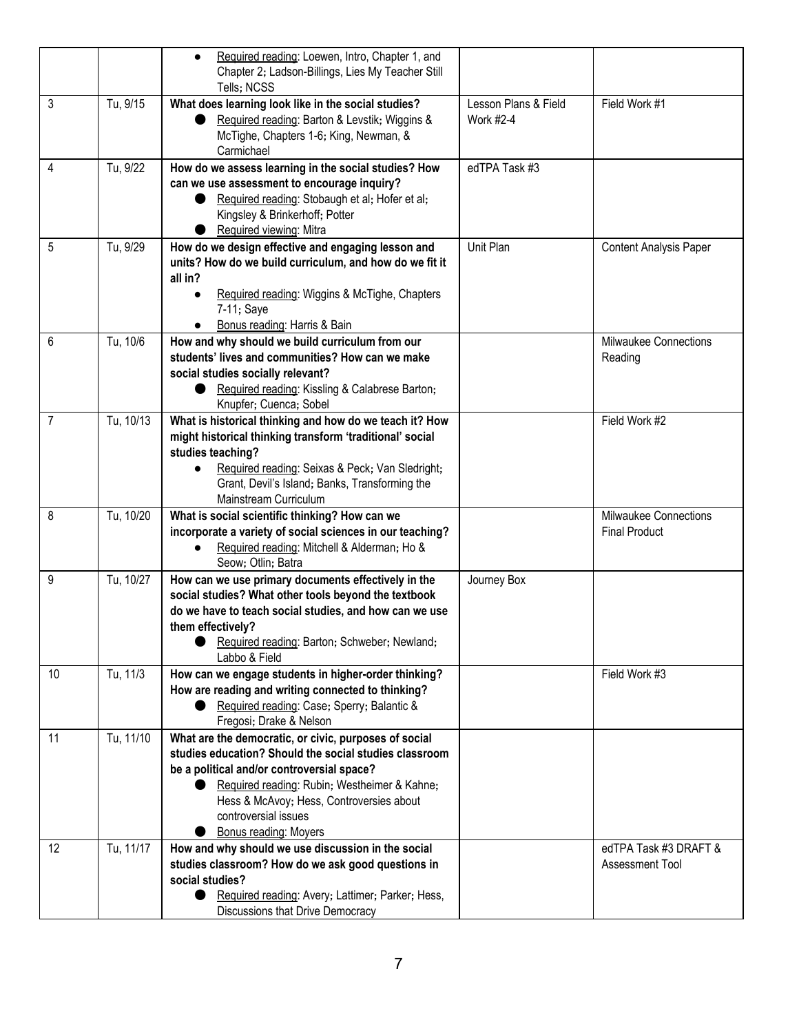| | | | | |
|---|---|---|---|---|
| | | • Required reading: Loewen, Intro, Chapter 1, and Chapter 2; Ladson-Billings, Lies My Teacher Still Tells; NCSS | | |
| 3 | Tu, 9/15 | **What does learning look like in the social studies?**<br>• Required reading: Barton & Levstik; Wiggins & McTighe, Chapters 1-6; King, Newman, & Carmichael | Lesson Plans & Field Work #2-4 | Field Work #1 |
| 4 | Tu, 9/22 | **How do we assess learning in the social studies? How can we use assessment to encourage inquiry?**<br>• Required reading: Stobaugh et al; Hofer et al; Kingsley & Brinkerhoff; Potter<br>• Required viewing: Mitra | edTPA Task #3 | |
| 5 | Tu, 9/29 | **How do we design effective and engaging lesson and units? How do we build curriculum, and how do we fit it all in?**<br>• Required reading: Wiggins & McTighe, Chapters 7-11; Saye<br>• Bonus reading: Harris & Bain | Unit Plan | Content Analysis Paper |
| 6 | Tu, 10/6 | **How and why should we build curriculum from our students' lives and communities? How can we make social studies socially relevant?**<br>• Required reading: Kissling & Calabrese Barton; Knupfer; Cuenca; Sobel | | Milwaukee Connections Reading |
| 7 | Tu, 10/13 | **What is historical thinking and how do we teach it? How might historical thinking transform 'traditional' social studies teaching?**<br>• Required reading: Seixas & Peck; Van Sledright; Grant, Devil's Island; Banks, Transforming the Mainstream Curriculum | | Field Work #2 |
| 8 | Tu, 10/20 | **What is social scientific thinking? How can we incorporate a variety of social sciences in our teaching?**<br>• Required reading: Mitchell & Alderman; Ho & Seow; Otlin; Batra | | Milwaukee Connections Final Product |
| 9 | Tu, 10/27 | **How can we use primary documents effectively in the social studies? What other tools beyond the textbook do we have to teach social studies, and how can we use them effectively?**<br>• Required reading: Barton; Schweber; Newland; Labbo & Field | Journey Box | |
| 10 | Tu, 11/3 | **How can we engage students in higher-order thinking? How are reading and writing connected to thinking?**<br>• Required reading: Case; Sperry; Balantic & Fregosi; Drake & Nelson | | Field Work #3 |
| 11 | Tu, 11/10 | **What are the democratic, or civic, purposes of social studies education? Should the social studies classroom be a political and/or controversial space?**<br>• Required reading: Rubin; Westheimer & Kahne; Hess & McAvoy; Hess, Controversies about controversial issues<br>• Bonus reading: Moyers | | |
| 12 | Tu, 11/17 | **How and why should we use discussion in the social studies classroom? How do we ask good questions in social studies?**<br>• Required reading: Avery; Lattimer; Parker; Hess, Discussions that Drive Democracy | | edTPA Task #3 DRAFT & Assessment Tool |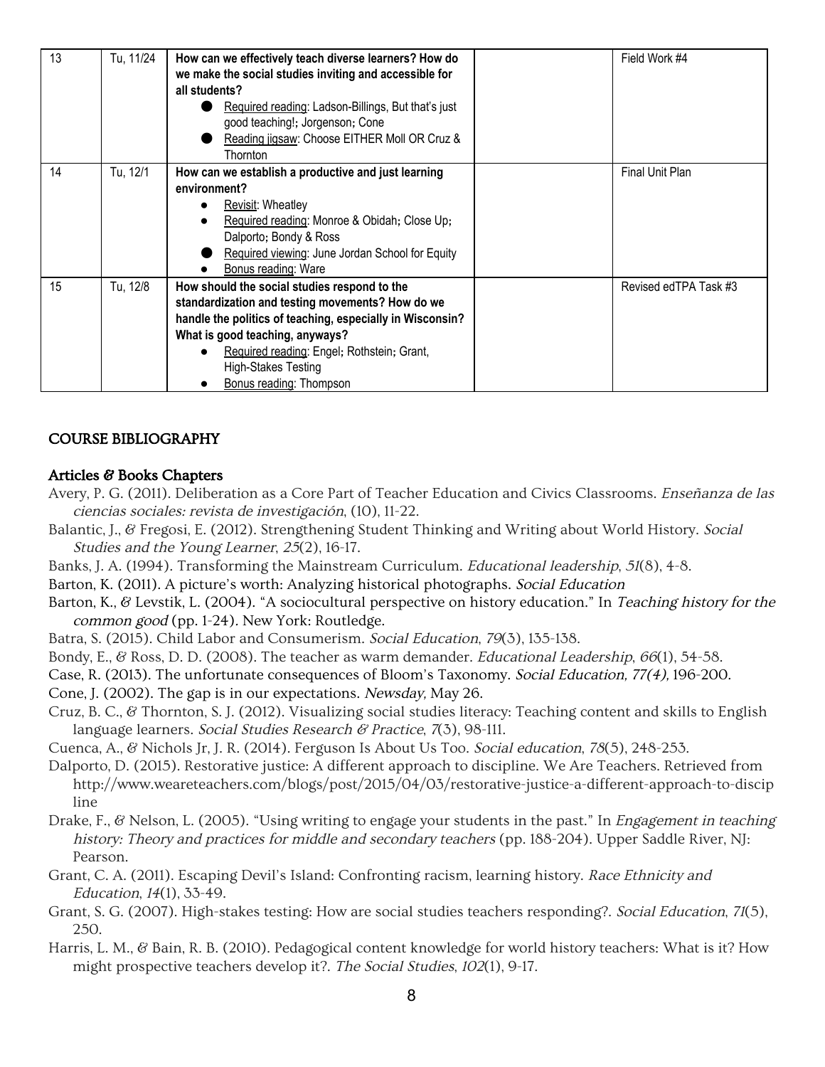| 13 | Tu, 11/24 | **How can we effectively teach diverse learners? How do we make the social studies inviting and accessible for all students?**<br>● Required reading: Ladson-Billings, But that's just good teaching!; Jorgenson; Cone<br>● Reading jigsaw: Choose EITHER Moll OR Cruz & Thornton | | Field Work #4 |
|---|---|---|---|---|
| 14 | Tu, 12/1 | **How can we establish a productive and just learning environment?**<br>● Revisit: Wheatley<br>● Required reading: Monroe & Obidah; Close Up; Dalporto; Bondy & Ross<br>● Required viewing: June Jordan School for Equity<br>● Bonus reading: Ware | | Final Unit Plan |
| 15 | Tu, 12/8 | **How should the social studies respond to the standardization and testing movements? How do we handle the politics of teaching, especially in Wisconsin? What is good teaching, anyways?**<br>● Required reading: Engel; Rothstein; Grant, High-Stakes Testing<br>● Bonus reading: Thompson | | Revised edTPA Task #3 |

## COURSE BIBLIOGRAPHY

### Articles & Books Chapters

Avery, P. G. (2011). Deliberation as a Core Part of Teacher Education and Civics Classrooms. *Enseñanza de las ciencias sociales: revista de investigación*, (10), 11-22.

Balantic, J., & Fregosi, E. (2012). Strengthening Student Thinking and Writing about World History. *Social Studies and the Young Learner*, *25*(2), 16-17.

Banks, J. A. (1994). Transforming the Mainstream Curriculum. *Educational leadership*, *51*(8), 4-8.

Barton, K. (2011). A picture's worth: Analyzing historical photographs. *Social Education*

Barton, K., & Levstik, L. (2004). "A sociocultural perspective on history education." In *Teaching history for the common good* (pp. 1-24). New York: Routledge.

Batra, S. (2015). Child Labor and Consumerism. *Social Education*, *79*(3), 135-138.

Bondy, E., & Ross, D. D. (2008). The teacher as warm demander. *Educational Leadership*, *66*(1), 54-58.

Case, R. (2013). The unfortunate consequences of Bloom's Taxonomy. *Social Education, 77(4),* 196-200.

Cone, J. (2002). The gap is in our expectations. *Newsday,* May 26.

Cruz, B. C., & Thornton, S. J. (2012). Visualizing social studies literacy: Teaching content and skills to English language learners. *Social Studies Research & Practice*, *7*(3), 98-111.

Cuenca, A., & Nichols Jr, J. R. (2014). Ferguson Is About Us Too. *Social education*, *78*(5), 248-253.

Dalporto, D. (2015). Restorative justice: A different approach to discipline. We Are Teachers. Retrieved from http://www.weareteachers.com/blogs/post/2015/04/03/restorative-justice-a-different-approach-to-discipline

Drake, F., & Nelson, L. (2005). "Using writing to engage your students in the past." In *Engagement in teaching history: Theory and practices for middle and secondary teachers* (pp. 188-204). Upper Saddle River, NJ: Pearson.

Grant, C. A. (2011). Escaping Devil's Island: Confronting racism, learning history. *Race Ethnicity and Education*, *14*(1), 33-49.

Grant, S. G. (2007). High-stakes testing: How are social studies teachers responding?. *Social Education*, *71*(5), 250.

Harris, L. M., & Bain, R. B. (2010). Pedagogical content knowledge for world history teachers: What is it? How might prospective teachers develop it?. *The Social Studies*, *102*(1), 9-17.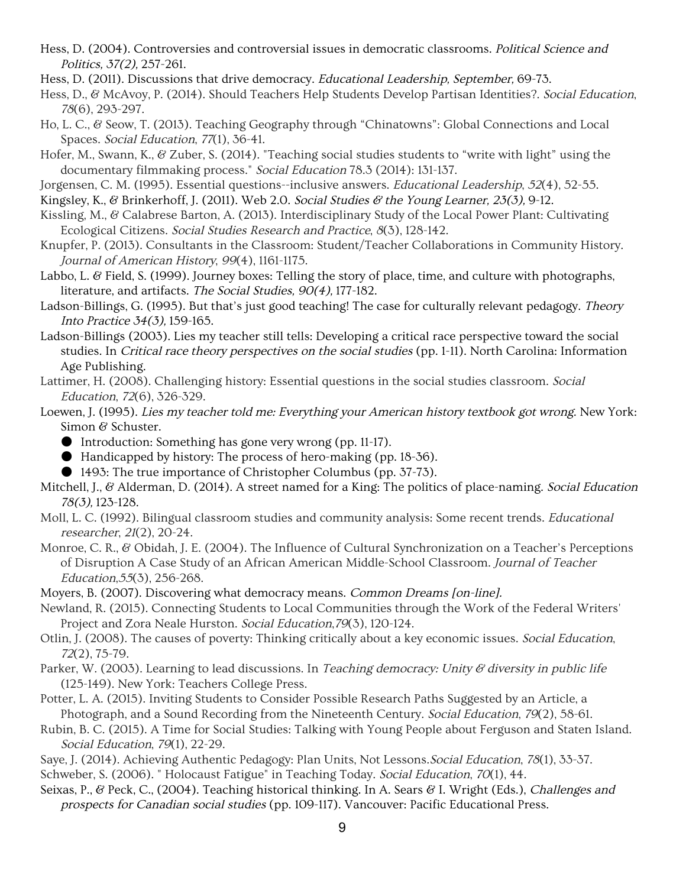Hess, D. (2004). Controversies and controversial issues in democratic classrooms. *Political Science and Politics, 37(2),* 257-261.

Hess, D. (2011). Discussions that drive democracy. *Educational Leadership, September,* 69-73.

Hess, D., & McAvoy, P. (2014). Should Teachers Help Students Develop Partisan Identities?. *Social Education*, *78*(6), 293-297.

Ho, L. C., & Seow, T. (2013). Teaching Geography through "Chinatowns": Global Connections and Local Spaces. *Social Education*, *77*(1), 36-41.

Hofer, M., Swann, K., & Zuber, S. (2014). "Teaching social studies students to "write with light" using the documentary filmmaking process." *Social Education* 78.3 (2014): 131-137.

Jorgensen, C. M. (1995). Essential questions--inclusive answers. *Educational Leadership*, *52*(4), 52-55.

Kingsley, K., & Brinkerhoff, J. (2011). Web 2.0. *Social Studies & the Young Learner, 23(3),* 9-12.

Kissling, M., & Calabrese Barton, A. (2013). Interdisciplinary Study of the Local Power Plant: Cultivating Ecological Citizens. *Social Studies Research and Practice*, *8*(3), 128-142.

Knupfer, P. (2013). Consultants in the Classroom: Student/Teacher Collaborations in Community History. *Journal of American History*, *99*(4), 1161-1175.

Labbo, L. & Field, S. (1999). Journey boxes: Telling the story of place, time, and culture with photographs, literature, and artifacts. *The Social Studies, 90(4),* 177-182.

Ladson-Billings, G. (1995). But that's just good teaching! The case for culturally relevant pedagogy. *Theory Into Practice 34(3),* 159-165.

Ladson-Billings (2003). Lies my teacher still tells: Developing a critical race perspective toward the social studies. In *Critical race theory perspectives on the social studies* (pp. 1-11). North Carolina: Information Age Publishing.

Lattimer, H. (2008). Challenging history: Essential questions in the social studies classroom. *Social Education*, *72*(6), 326-329.

Loewen, J. (1995). *Lies my teacher told me: Everything your American history textbook got wrong*. New York: Simon & Schuster.

- Introduction: Something has gone very wrong (pp. 11-17).
- Handicapped by history: The process of hero-making (pp. 18-36).
- 1493: The true importance of Christopher Columbus (pp. 37-73).

Mitchell, J., & Alderman, D. (2014). A street named for a King: The politics of place-naming. *Social Education 78(3),* 123-128.

Moll, L. C. (1992). Bilingual classroom studies and community analysis: Some recent trends. *Educational researcher*, *21*(2), 20-24.

Monroe, C. R., & Obidah, J. E. (2004). The Influence of Cultural Synchronization on a Teacher's Perceptions of Disruption A Case Study of an African American Middle-School Classroom. *Journal of Teacher Education*,*55*(3), 256-268.

Moyers, B. (2007). Discovering what democracy means. *Common Dreams [on-line].*

Newland, R. (2015). Connecting Students to Local Communities through the Work of the Federal Writers' Project and Zora Neale Hurston. *Social Education*,*79*(3), 120-124.

Otlin, J. (2008). The causes of poverty: Thinking critically about a key economic issues. *Social Education*, *72*(2), 75-79.

Parker, W. (2003). Learning to lead discussions. In *Teaching democracy: Unity & diversity in public life* (125-149). New York: Teachers College Press.

Potter, L. A. (2015). Inviting Students to Consider Possible Research Paths Suggested by an Article, a Photograph, and a Sound Recording from the Nineteenth Century. *Social Education*, *79*(2), 58-61.

Rubin, B. C. (2015). A Time for Social Studies: Talking with Young People about Ferguson and Staten Island. *Social Education*, *79*(1), 22-29.

Saye, J. (2014). Achieving Authentic Pedagogy: Plan Units, Not Lessons.*Social Education*, *78*(1), 33-37.

Schweber, S. (2006). " Holocaust Fatigue" in Teaching Today. *Social Education*, *70*(1), 44.

Seixas, P., & Peck, C., (2004). Teaching historical thinking. In A. Sears & I. Wright (Eds.), *Challenges and prospects for Canadian social studies* (pp. 109-117). Vancouver: Pacific Educational Press.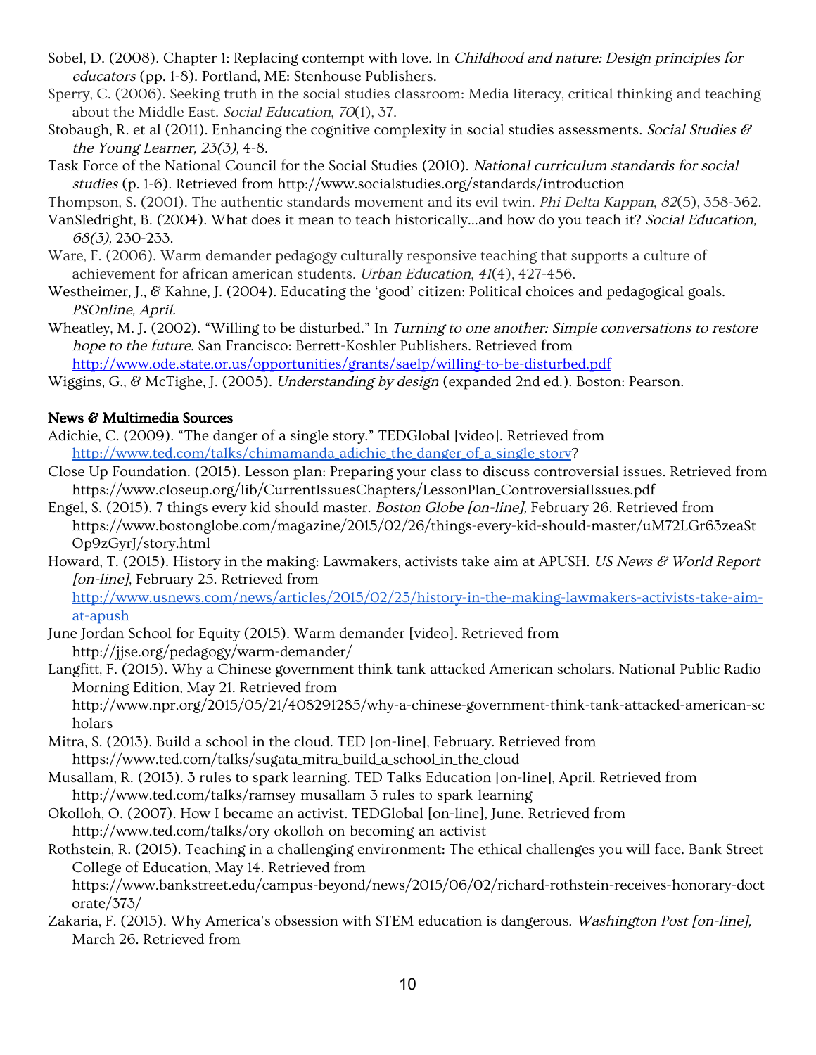Sobel, D. (2008). Chapter 1: Replacing contempt with love. In *Childhood and nature: Design principles for educators* (pp. 1-8). Portland, ME: Stenhouse Publishers.

Sperry, C. (2006). Seeking truth in the social studies classroom: Media literacy, critical thinking and teaching about the Middle East. *Social Education*, *70*(1), 37.

Stobaugh, R. et al (2011). Enhancing the cognitive complexity in social studies assessments. *Social Studies & the Young Learner, 23(3),* 4-8.

Task Force of the National Council for the Social Studies (2010). *National curriculum standards for social studies* (p. 1-6). Retrieved from http://www.socialstudies.org/standards/introduction

Thompson, S. (2001). The authentic standards movement and its evil twin. *Phi Delta Kappan*, *82*(5), 358-362.

VanSledright, B. (2004). What does it mean to teach historically...and how do you teach it? *Social Education, 68(3),* 230-233.

Ware, F. (2006). Warm demander pedagogy culturally responsive teaching that supports a culture of achievement for african american students. *Urban Education*, *41*(4), 427-456.

Westheimer, J., & Kahne, J. (2004). Educating the 'good' citizen: Political choices and pedagogical goals. *PSOnline, April.*

Wheatley, M. J. (2002). "Willing to be disturbed." In *Turning to one another: Simple conversations to restore hope to the future.* San Francisco: Berrett-Koshler Publishers. Retrieved from http://www.ode.state.or.us/opportunities/grants/saelp/willing-to-be-disturbed.pdf

Wiggins, G., & McTighe, J. (2005). *Understanding by design* (expanded 2nd ed.). Boston: Pearson.

**News & Multimedia Sources**

Adichie, C. (2009). "The danger of a single story." TEDGlobal [video]. Retrieved from http://www.ted.com/talks/chimamanda_adichie_the_danger_of_a_single_story?

Close Up Foundation. (2015). Lesson plan: Preparing your class to discuss controversial issues. Retrieved from https://www.closeup.org/lib/CurrentIssuesChapters/LessonPlan_ControversialIssues.pdf

Engel, S. (2015). 7 things every kid should master. *Boston Globe [on-line],* February 26. Retrieved from https://www.bostonglobe.com/magazine/2015/02/26/things-every-kid-should-master/uM72LGr63zeaStOp9zGyrJ/story.html

Howard, T. (2015). History in the making: Lawmakers, activists take aim at APUSH. *US News & World Report [on-line]*, February 25. Retrieved from http://www.usnews.com/news/articles/2015/02/25/history-in-the-making-lawmakers-activists-take-aim-at-apush

June Jordan School for Equity (2015). Warm demander [video]. Retrieved from http://jjse.org/pedagogy/warm-demander/

Langfitt, F. (2015). Why a Chinese government think tank attacked American scholars. National Public Radio Morning Edition, May 21. Retrieved from http://www.npr.org/2015/05/21/408291285/why-a-chinese-government-think-tank-attacked-american-scholars

Mitra, S. (2013). Build a school in the cloud. TED [on-line], February. Retrieved from https://www.ted.com/talks/sugata_mitra_build_a_school_in_the_cloud

Musallam, R. (2013). 3 rules to spark learning. TED Talks Education [on-line], April. Retrieved from http://www.ted.com/talks/ramsey_musallam_3_rules_to_spark_learning

Okolloh, O. (2007). How I became an activist. TEDGlobal [on-line], June. Retrieved from http://www.ted.com/talks/ory_okolloh_on_becoming_an_activist

Rothstein, R. (2015). Teaching in a challenging environment: The ethical challenges you will face. Bank Street College of Education, May 14. Retrieved from https://www.bankstreet.edu/campus-beyond/news/2015/06/02/richard-rothstein-receives-honorary-doctorate/373/

Zakaria, F. (2015). Why America's obsession with STEM education is dangerous. *Washington Post [on-line],* March 26. Retrieved from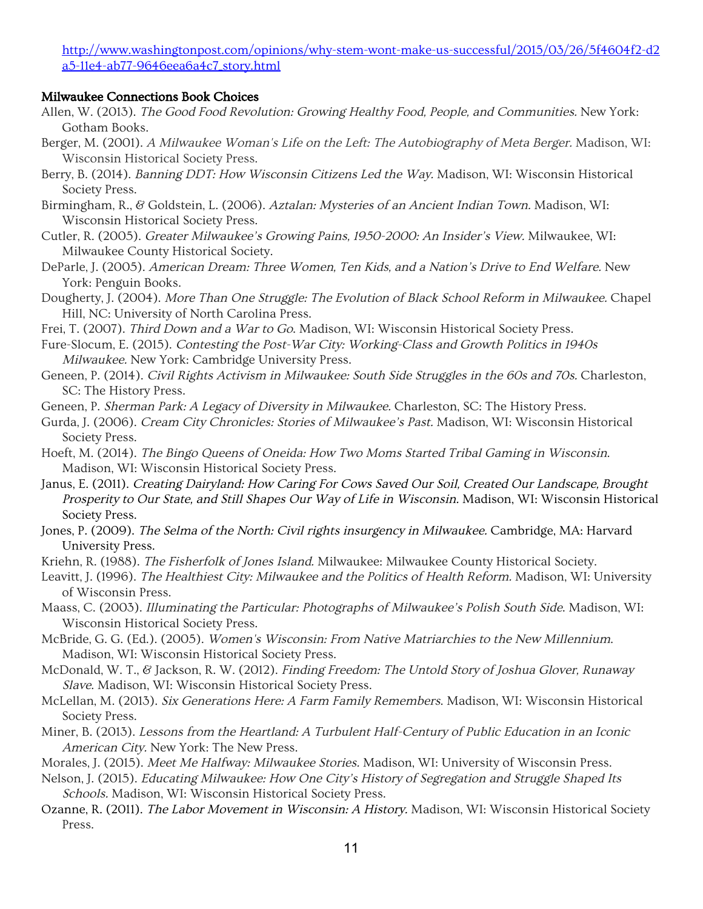http://www.washingtonpost.com/opinions/why-stem-wont-make-us-successful/2015/03/26/5f4604f2-d2a5-11e4-ab77-9646eea6a4c7_story.html

### Milwaukee Connections Book Choices

Allen, W. (2013). *The Good Food Revolution: Growing Healthy Food, People, and Communities.* New York: Gotham Books.

Berger, M. (2001). *A Milwaukee Woman's Life on the Left: The Autobiography of Meta Berger.* Madison, WI: Wisconsin Historical Society Press.

Berry, B. (2014). *Banning DDT: How Wisconsin Citizens Led the Way.* Madison, WI: Wisconsin Historical Society Press.

Birmingham, R., & Goldstein, L. (2006). *Aztalan: Mysteries of an Ancient Indian Town.* Madison, WI: Wisconsin Historical Society Press.

Cutler, R. (2005). *Greater Milwaukee's Growing Pains, 1950-2000: An Insider's View.* Milwaukee, WI: Milwaukee County Historical Society.

DeParle, J. (2005). *American Dream: Three Women, Ten Kids, and a Nation's Drive to End Welfare.* New York: Penguin Books.

Dougherty, J. (2004). *More Than One Struggle: The Evolution of Black School Reform in Milwaukee.* Chapel Hill, NC: University of North Carolina Press.

Frei, T. (2007). *Third Down and a War to Go.* Madison, WI: Wisconsin Historical Society Press.

Fure-Slocum, E. (2015). *Contesting the Post-War City: Working-Class and Growth Politics in 1940s Milwaukee.* New York: Cambridge University Press.

Geneen, P. (2014). *Civil Rights Activism in Milwaukee: South Side Struggles in the 60s and 70s.* Charleston, SC: The History Press.

Geneen, P. *Sherman Park: A Legacy of Diversity in Milwaukee.* Charleston, SC: The History Press.

Gurda, J. (2006). *Cream City Chronicles: Stories of Milwaukee's Past.* Madison, WI: Wisconsin Historical Society Press.

Hoeft, M. (2014). *The Bingo Queens of Oneida: How Two Moms Started Tribal Gaming in Wisconsin.* Madison, WI: Wisconsin Historical Society Press.

Janus, E. (2011). *Creating Dairyland: How Caring For Cows Saved Our Soil, Created Our Landscape, Brought Prosperity to Our State, and Still Shapes Our Way of Life in Wisconsin.* Madison, WI: Wisconsin Historical Society Press.

Jones, P. (2009). *The Selma of the North: Civil rights insurgency in Milwaukee.* Cambridge, MA: Harvard University Press.

Kriehn, R. (1988). *The Fisherfolk of Jones Island.* Milwaukee: Milwaukee County Historical Society.

Leavitt, J. (1996). *The Healthiest City: Milwaukee and the Politics of Health Reform.* Madison, WI: University of Wisconsin Press.

Maass, C. (2003). *Illuminating the Particular: Photographs of Milwaukee's Polish South Side.* Madison, WI: Wisconsin Historical Society Press.

McBride, G. G. (Ed.). (2005). *Women's Wisconsin: From Native Matriarchies to the New Millennium.* Madison, WI: Wisconsin Historical Society Press.

McDonald, W. T., & Jackson, R. W. (2012). *Finding Freedom: The Untold Story of Joshua Glover, Runaway Slave.* Madison, WI: Wisconsin Historical Society Press.

McLellan, M. (2013). *Six Generations Here: A Farm Family Remembers.* Madison, WI: Wisconsin Historical Society Press.

Miner, B. (2013). *Lessons from the Heartland: A Turbulent Half-Century of Public Education in an Iconic American City.* New York: The New Press.

Morales, J. (2015). *Meet Me Halfway: Milwaukee Stories.* Madison, WI: University of Wisconsin Press.

Nelson, J. (2015). *Educating Milwaukee: How One City's History of Segregation and Struggle Shaped Its Schools.* Madison, WI: Wisconsin Historical Society Press.

Ozanne, R. (2011). *The Labor Movement in Wisconsin: A History.* Madison, WI: Wisconsin Historical Society Press.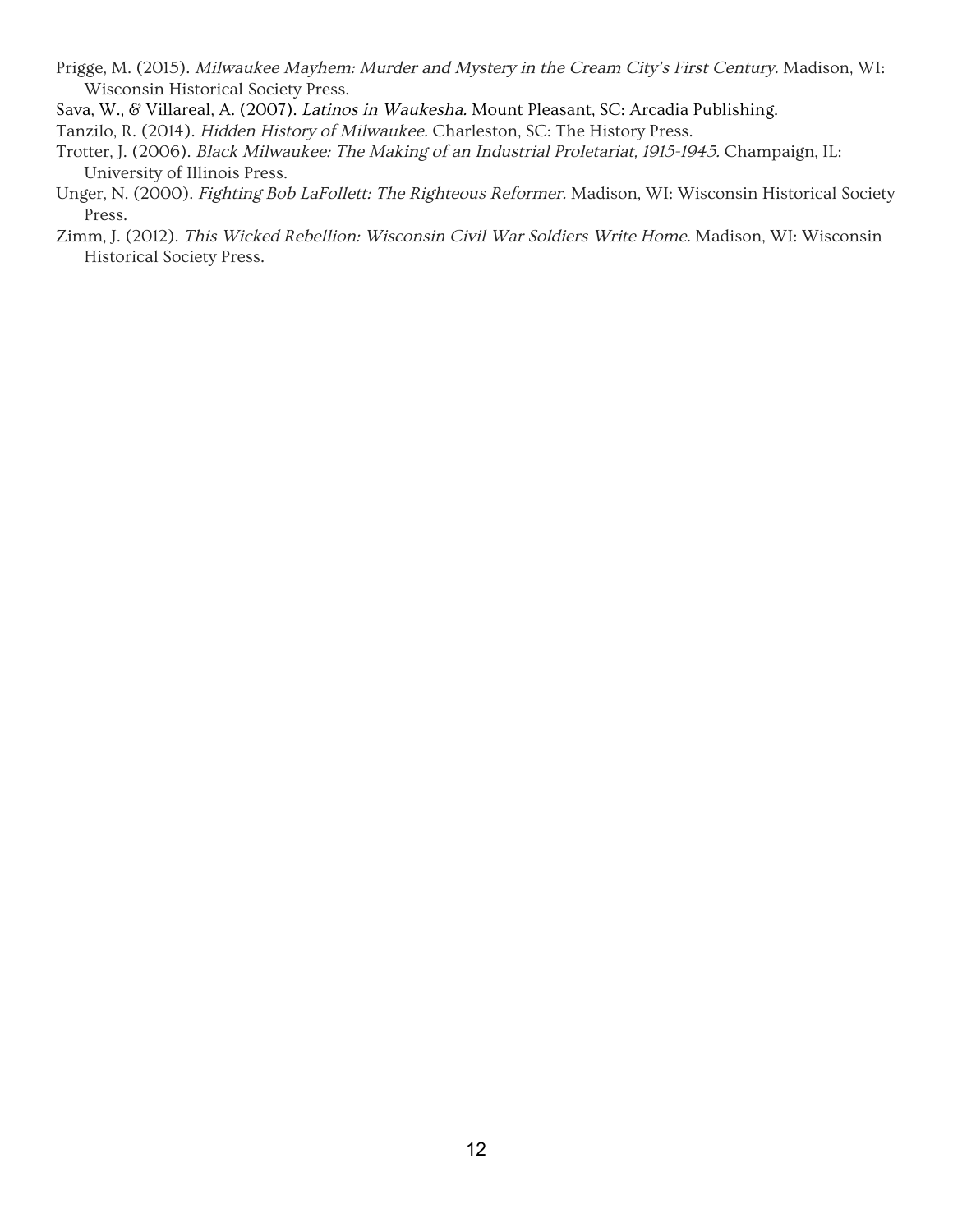Prigge, M. (2015). *Milwaukee Mayhem: Murder and Mystery in the Cream City's First Century.* Madison, WI: Wisconsin Historical Society Press.

Sava, W., & Villareal, A. (2007). *Latinos in Waukesha*. Mount Pleasant, SC: Arcadia Publishing.

Tanzilo, R. (2014). *Hidden History of Milwaukee.* Charleston, SC: The History Press.

Trotter, J. (2006). *Black Milwaukee: The Making of an Industrial Proletariat, 1915-1945.* Champaign, IL: University of Illinois Press.

Unger, N. (2000). *Fighting Bob LaFollett: The Righteous Reformer.* Madison, WI: Wisconsin Historical Society Press.

Zimm, J. (2012). *This Wicked Rebellion: Wisconsin Civil War Soldiers Write Home.* Madison, WI: Wisconsin Historical Society Press.